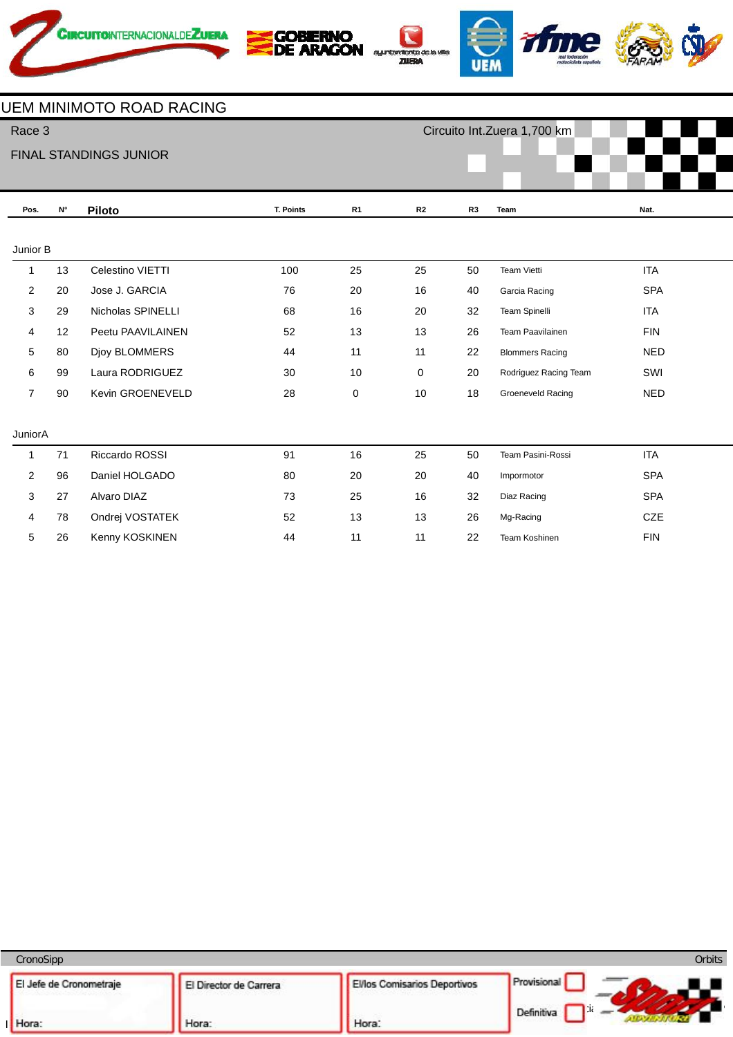# UEM MINIMOTO ROAD RACING

Race 3 — Circuito Int.Zuera 1,700 km

FINAL STANDINGS JUNIOR

| Pos. | N° | Piloto | T. Points | R1 | R2 | R3 | Team | Nat. |
|---|---|---|---|---|---|---|---|---|
| **Junior B** | | | | | | | | |
| 1 | 13 | Celestino VIETTI | 100 | 25 | 25 | 50 | Team Vietti | ITA |
| 2 | 20 | Jose J. GARCIA | 76 | 20 | 16 | 40 | Garcia Racing | SPA |
| 3 | 29 | Nicholas SPINELLI | 68 | 16 | 20 | 32 | Team Spinelli | ITA |
| 4 | 12 | Peetu PAAVILAINEN | 52 | 13 | 13 | 26 | Team Paavilainen | FIN |
| 5 | 80 | Djoy BLOMMERS | 44 | 11 | 11 | 22 | Blommers Racing | NED |
| 6 | 99 | Laura RODRIGUEZ | 30 | 10 | 0 | 20 | Rodriguez Racing Team | SWI |
| 7 | 90 | Kevin GROENEVELD | 28 | 0 | 10 | 18 | Groeneveld Racing | NED |
| **JuniorA** | | | | | | | | |
| 1 | 71 | Riccardo ROSSI | 91 | 16 | 25 | 50 | Team Pasini-Rossi | ITA |
| 2 | 96 | Daniel HOLGADO | 80 | 20 | 20 | 40 | Impormotor | SPA |
| 3 | 27 | Alvaro DIAZ | 73 | 25 | 16 | 32 | Diaz Racing | SPA |
| 4 | 78 | Ondrej VOSTATEK | 52 | 13 | 13 | 26 | Mg-Racing | CZE |
| 5 | 26 | Kenny KOSKINEN | 44 | 11 | 11 | 22 | Team Koshinen | FIN |

CronoSipp — Orbits

| El Jefe de Cronometraje | El Director de Carrera | El/los Comisarios Deportivos | Provisional / Definitiva |
|---|---|---|---|
| Hora: | Hora: | Hora: | |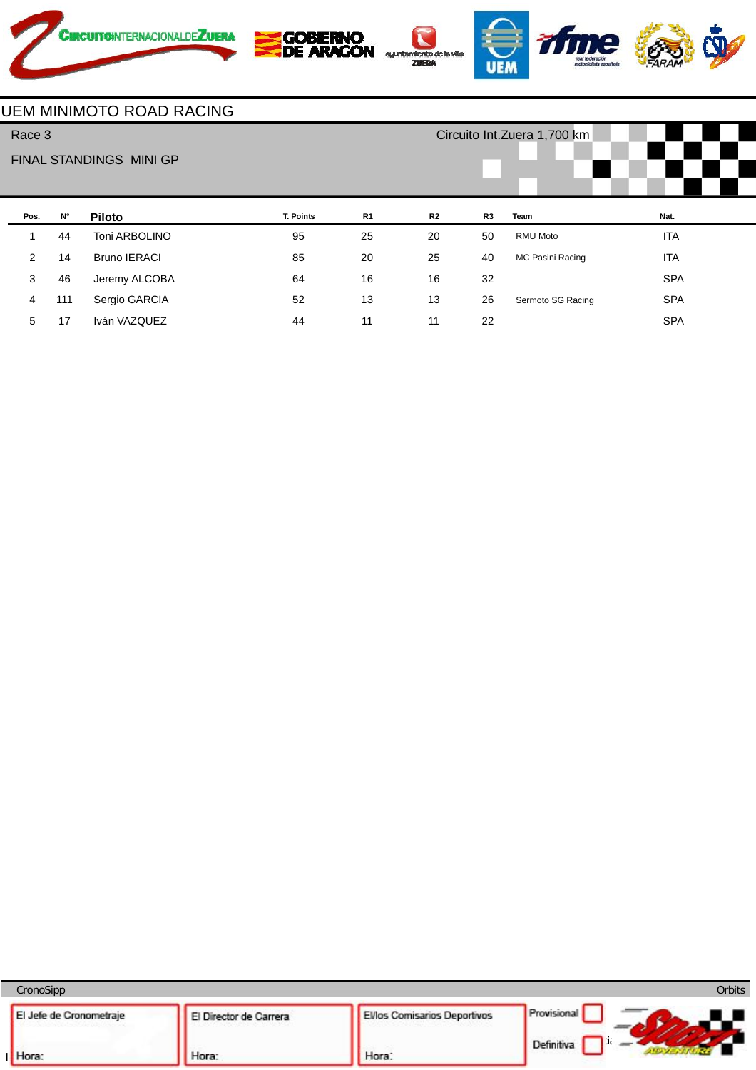# UEM MINIMOTO ROAD RACING

Race 3 — Circuito Int.Zuera 1,700 km

FINAL STANDINGS MINI GP

| Pos. | N° | Piloto | T. Points | R1 | R2 | R3 | Team | Nat. |
|---|---|---|---|---|---|---|---|---|
| 1 | 44 | Toni ARBOLINO | 95 | 25 | 20 | 50 | RMU Moto | ITA |
| 2 | 14 | Bruno IERACI | 85 | 20 | 25 | 40 | MC Pasini Racing | ITA |
| 3 | 46 | Jeremy ALCOBA | 64 | 16 | 16 | 32 | | SPA |
| 4 | 111 | Sergio GARCIA | 52 | 13 | 13 | 26 | Sermoto SG Racing | SPA |
| 5 | 17 | Iván VAZQUEZ | 44 | 11 | 11 | 22 | | SPA |

CronoSipp — Orbits

| El Jefe de Cronometraje | El Director de Carrera | El/los Comisarios Deportivos | Provisional |
|---|---|---|---|
| Hora: | Hora: | Hora: | Definitiva |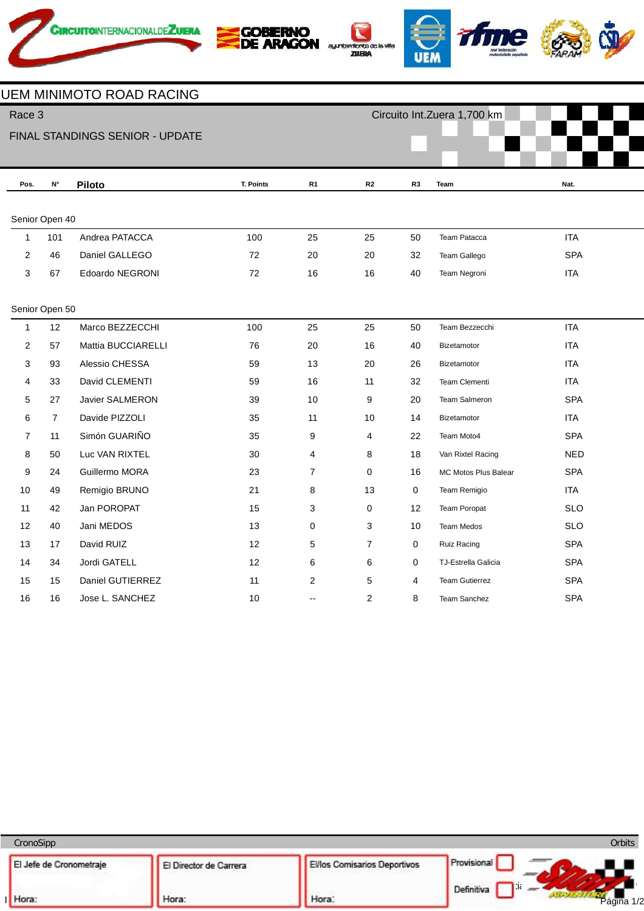# UEM MINIMOTO ROAD RACING

Race 3 — Circuito Int.Zuera 1,700 km

## FINAL STANDINGS SENIOR - UPDATE

### Senior Open 40

| Pos. | N° | Piloto | T. Points | R1 | R2 | R3 | Team | Nat. |
|---|---|---|---|---|---|---|---|---|
| 1 | 101 | Andrea PATACCA | 100 | 25 | 25 | 50 | Team Patacca | ITA |
| 2 | 46 | Daniel GALLEGO | 72 | 20 | 20 | 32 | Team Gallego | SPA |
| 3 | 67 | Edoardo NEGRONI | 72 | 16 | 16 | 40 | Team Negroni | ITA |

### Senior Open 50

| Pos. | N° | Piloto | T. Points | R1 | R2 | R3 | Team | Nat. |
|---|---|---|---|---|---|---|---|---|
| 1 | 12 | Marco BEZZECCHI | 100 | 25 | 25 | 50 | Team Bezzecchi | ITA |
| 2 | 57 | Mattia BUCCIARELLI | 76 | 20 | 16 | 40 | Bizetamotor | ITA |
| 3 | 93 | Alessio CHESSA | 59 | 13 | 20 | 26 | Bizetamotor | ITA |
| 4 | 33 | David CLEMENTI | 59 | 16 | 11 | 32 | Team Clementi | ITA |
| 5 | 27 | Javier SALMERON | 39 | 10 | 9 | 20 | Team Salmeron | SPA |
| 6 | 7 | Davide PIZZOLI | 35 | 11 | 10 | 14 | Bizetamotor | ITA |
| 7 | 11 | Simón GUARIÑO | 35 | 9 | 4 | 22 | Team Moto4 | SPA |
| 8 | 50 | Luc VAN RIXTEL | 30 | 4 | 8 | 18 | Van Rixtel Racing | NED |
| 9 | 24 | Guillermo MORA | 23 | 7 | 0 | 16 | MC Motos Plus Balear | SPA |
| 10 | 49 | Remigio BRUNO | 21 | 8 | 13 | 0 | Team Remigio | ITA |
| 11 | 42 | Jan POROPAT | 15 | 3 | 0 | 12 | Team Poropat | SLO |
| 12 | 40 | Jani MEDOS | 13 | 0 | 3 | 10 | Team Medos | SLO |
| 13 | 17 | David RUIZ | 12 | 5 | 7 | 0 | Ruiz Racing | SPA |
| 14 | 34 | Jordi GATELL | 12 | 6 | 6 | 0 | TJ-Estrella Galicia | SPA |
| 15 | 15 | Daniel GUTIERREZ | 11 | 2 | 5 | 4 | Team Gutierrez | SPA |
| 16 | 16 | Jose L. SANCHEZ | 10 | -- | 2 | 8 | Team Sanchez | SPA |

CronoSipp — Orbits

| El Jefe de Cronometraje | El Director de Carrera | El/los Comisarios Deportivos | Provisional / Definitiva |
|---|---|---|---|
| Hora: | Hora: | Hora: | |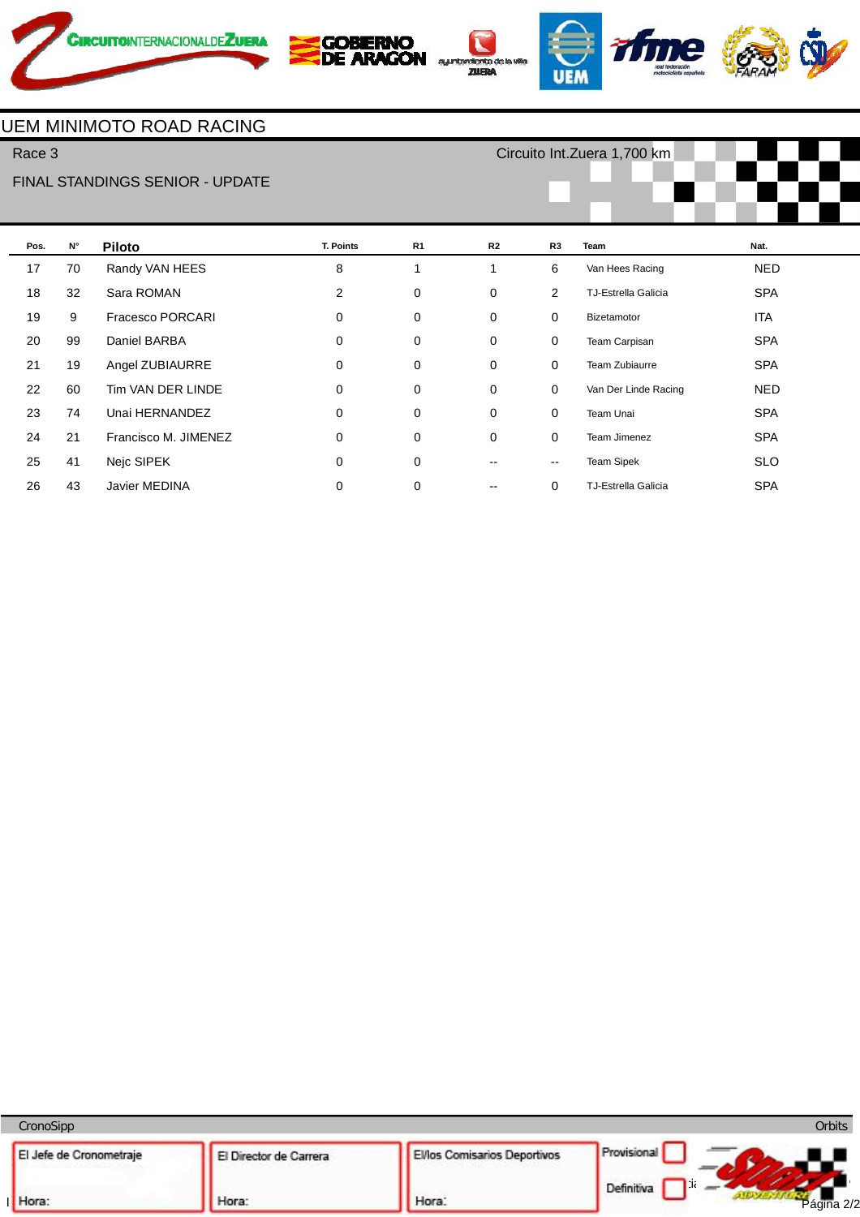# UEM MINIMOTO ROAD RACING

Race 3 — Circuito Int.Zuera 1,700 km

FINAL STANDINGS SENIOR - UPDATE

| Pos. | N° | Piloto | T. Points | R1 | R2 | R3 | Team | Nat. |
|---|---|---|---|---|---|---|---|---|
| 17 | 70 | Randy VAN HEES | 8 | 1 | 1 | 6 | Van Hees Racing | NED |
| 18 | 32 | Sara ROMAN | 2 | 0 | 0 | 2 | TJ-Estrella Galicia | SPA |
| 19 | 9 | Fracesco PORCARI | 0 | 0 | 0 | 0 | Bizetamotor | ITA |
| 20 | 99 | Daniel BARBA | 0 | 0 | 0 | 0 | Team Carpisan | SPA |
| 21 | 19 | Angel ZUBIAURRE | 0 | 0 | 0 | 0 | Team Zubiaurre | SPA |
| 22 | 60 | Tim VAN DER LINDE | 0 | 0 | 0 | 0 | Van Der Linde Racing | NED |
| 23 | 74 | Unai HERNANDEZ | 0 | 0 | 0 | 0 | Team Unai | SPA |
| 24 | 21 | Francisco M. JIMENEZ | 0 | 0 | 0 | 0 | Team Jimenez | SPA |
| 25 | 41 | Nejc SIPEK | 0 | 0 | -- | -- | Team Sipek | SLO |
| 26 | 43 | Javier MEDINA | 0 | 0 | -- | 0 | TJ-Estrella Galicia | SPA |

CronoSipp — Orbits

| El Jefe de Cronometraje | El Director de Carrera | El/los Comisarios Deportivos | Provisional / Definitiva |
|---|---|---|---|
| Hora: | Hora: | Hora: | |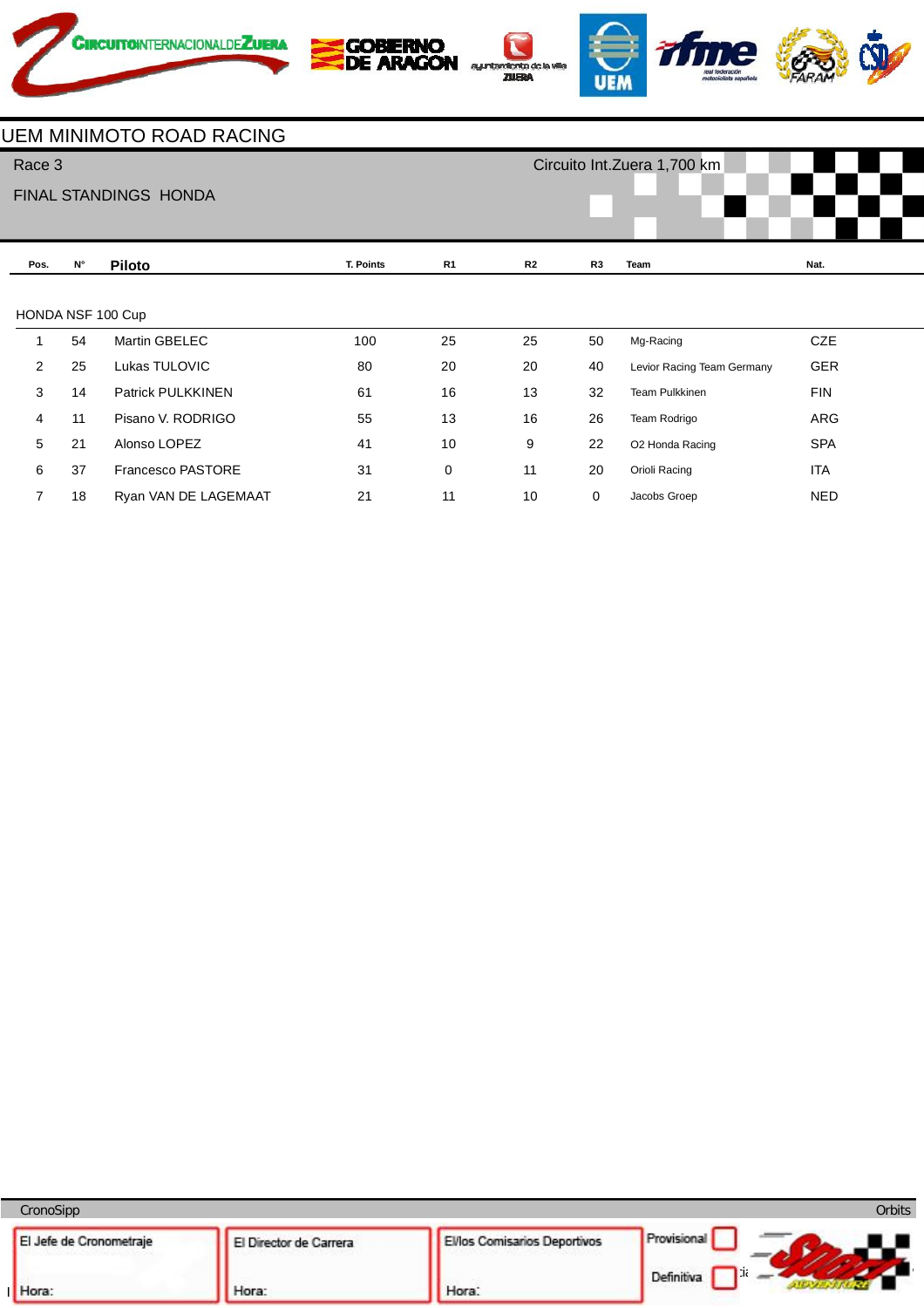# UEM MINIMOTO ROAD RACING

Race 3

Circuito Int.Zuera 1,700 km

FINAL STANDINGS HONDA

| Pos. | N° | Piloto | T. Points | R1 | R2 | R3 | Team | Nat. |
|---|---|---|---|---|---|---|---|---|
| **HONDA NSF 100 Cup** | | | | | | | | |
| 1 | 54 | Martin GBELEC | 100 | 25 | 25 | 50 | Mg-Racing | CZE |
| 2 | 25 | Lukas TULOVIC | 80 | 20 | 20 | 40 | Levior Racing Team Germany | GER |
| 3 | 14 | Patrick PULKKINEN | 61 | 16 | 13 | 32 | Team Pulkkinen | FIN |
| 4 | 11 | Pisano V. RODRIGO | 55 | 13 | 16 | 26 | Team Rodrigo | ARG |
| 5 | 21 | Alonso LOPEZ | 41 | 10 | 9 | 22 | O2 Honda Racing | SPA |
| 6 | 37 | Francesco PASTORE | 31 | 0 | 11 | 20 | Orioli Racing | ITA |
| 7 | 18 | Ryan VAN DE LAGEMAAT | 21 | 11 | 10 | 0 | Jacobs Groep | NED |

CronoSipp

Orbits

| El Jefe de Cronometraje | El Director de Carrera | El/los Comisarios Deportivos | Provisional |
|---|---|---|---|
| Hora: | Hora: | Hora: | Definitiva |